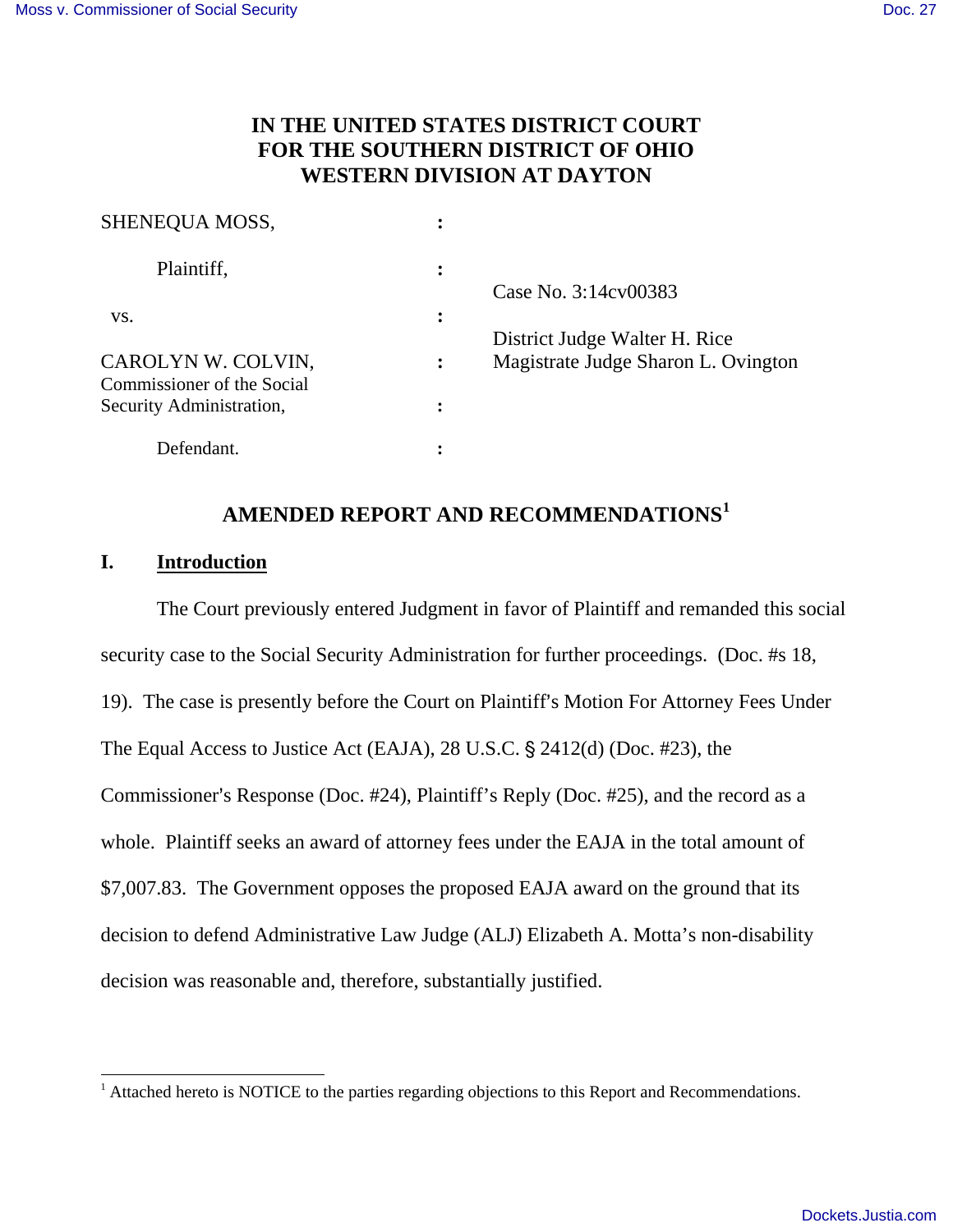# IN THE UNITED STATES DISTRICT COURT
# FOR THE SOUTHERN DISTRICT OF OHIO
# WESTERN DIVISION AT DAYTON

| | | |
|---|---|---|
| SHENEQUA MOSS, | : | |
| Plaintiff, | : | Case No. 3:14cv00383 |
| vs. | : | |
| CAROLYN W. COLVIN, Commissioner of the Social Security Administration, | : | District Judge Walter H. Rice<br>Magistrate Judge Sharon L. Ovington |
| Defendant. | : | |

## AMENDED REPORT AND RECOMMENDATIONS[1]

### I. Introduction

The Court previously entered Judgment in favor of Plaintiff and remanded this social security case to the Social Security Administration for further proceedings. (Doc. #s 18, 19). The case is presently before the Court on Plaintiff's Motion For Attorney Fees Under The Equal Access to Justice Act (EAJA), 28 U.S.C. § 2412(d) (Doc. #23), the Commissioner's Response (Doc. #24), Plaintiff's Reply (Doc. #25), and the record as a whole. Plaintiff seeks an award of attorney fees under the EAJA in the total amount of $7,007.83. The Government opposes the proposed EAJA award on the ground that its decision to defend Administrative Law Judge (ALJ) Elizabeth A. Motta's non-disability decision was reasonable and, therefore, substantially justified.

---

[1] Attached hereto is NOTICE to the parties regarding objections to this Report and Recommendations.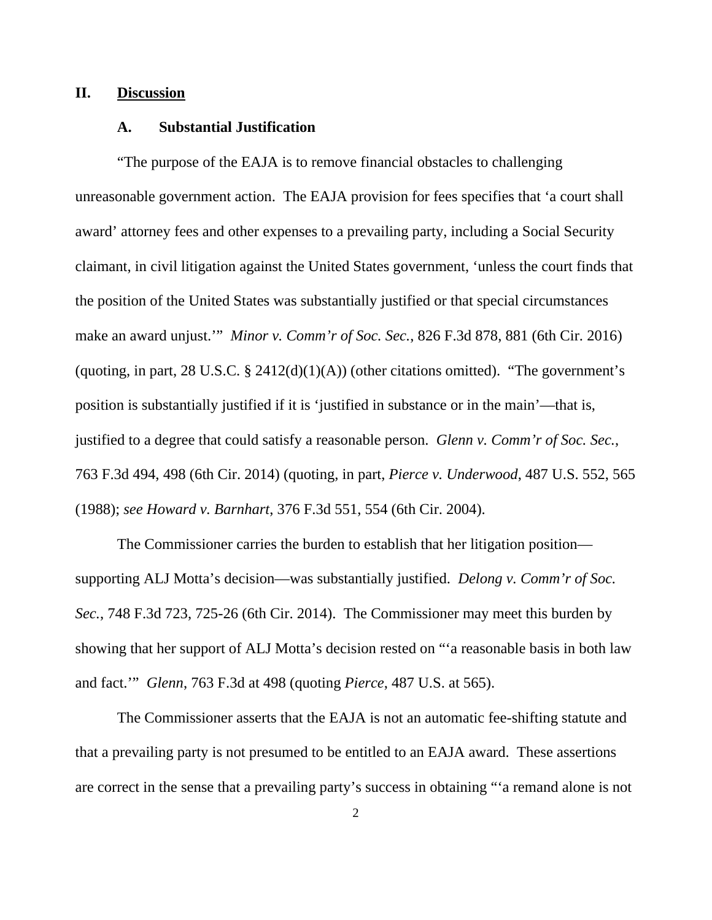## II. <u>Discussion</u>

### A. Substantial Justification

"The purpose of the EAJA is to remove financial obstacles to challenging unreasonable government action. The EAJA provision for fees specifies that 'a court shall award' attorney fees and other expenses to a prevailing party, including a Social Security claimant, in civil litigation against the United States government, 'unless the court finds that the position of the United States was substantially justified or that special circumstances make an award unjust.'" *Minor v. Comm'r of Soc. Sec.*, 826 F.3d 878, 881 (6th Cir. 2016) (quoting, in part, 28 U.S.C. § 2412(d)(1)(A)) (other citations omitted). "The government's position is substantially justified if it is 'justified in substance or in the main'—that is, justified to a degree that could satisfy a reasonable person. *Glenn v. Comm'r of Soc. Sec.*, 763 F.3d 494, 498 (6th Cir. 2014) (quoting, in part, *Pierce v. Underwood*, 487 U.S. 552, 565 (1988); *see Howard v. Barnhart*, 376 F.3d 551, 554 (6th Cir. 2004).

The Commissioner carries the burden to establish that her litigation position—supporting ALJ Motta's decision—was substantially justified. *Delong v. Comm'r of Soc. Sec.*, 748 F.3d 723, 725-26 (6th Cir. 2014). The Commissioner may meet this burden by showing that her support of ALJ Motta's decision rested on "'a reasonable basis in both law and fact.'" *Glenn*, 763 F.3d at 498 (quoting *Pierce*, 487 U.S. at 565).

The Commissioner asserts that the EAJA is not an automatic fee-shifting statute and that a prevailing party is not presumed to be entitled to an EAJA award. These assertions are correct in the sense that a prevailing party's success in obtaining "'a remand alone is not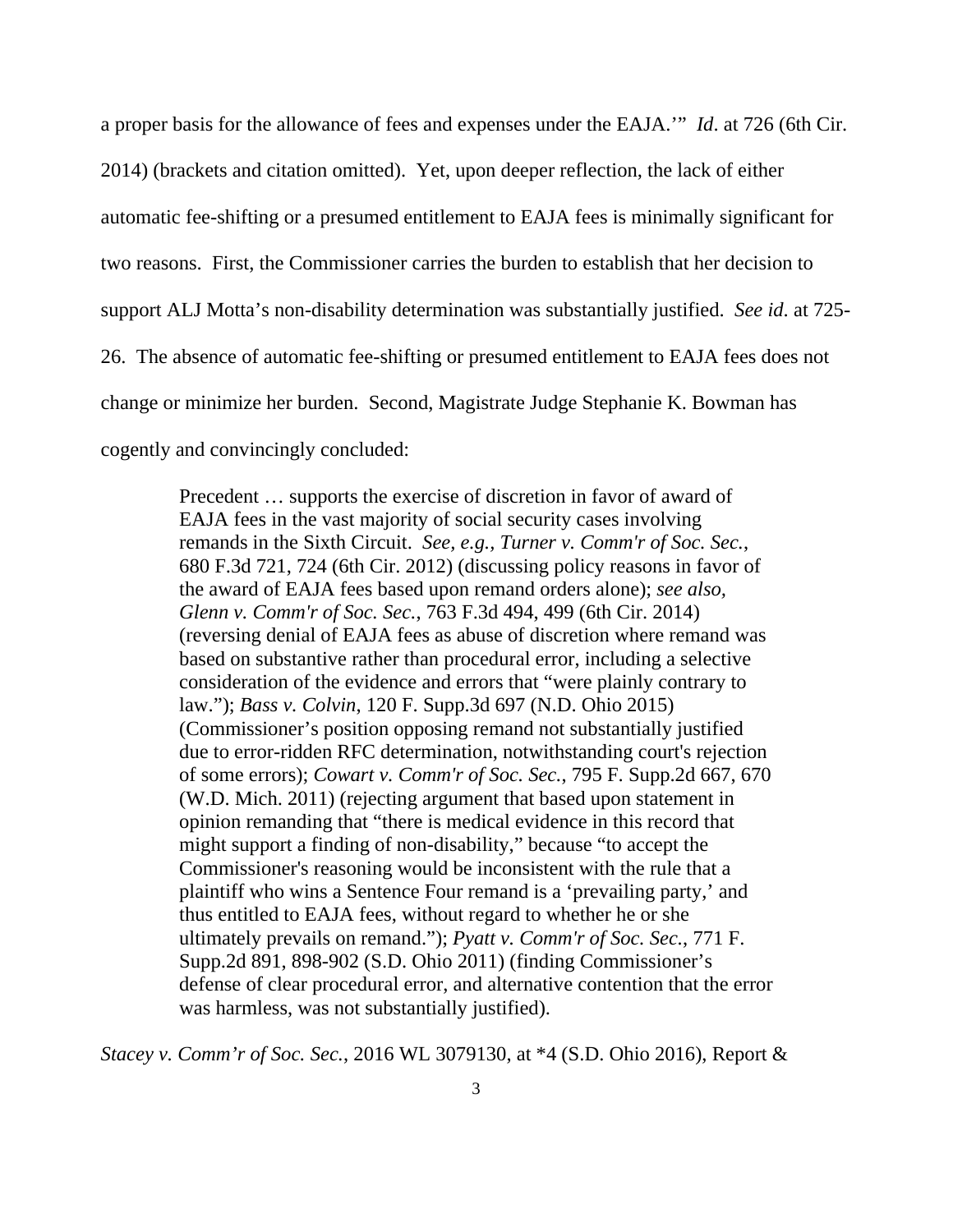a proper basis for the allowance of fees and expenses under the EAJA.'" *Id*. at 726 (6th Cir. 2014) (brackets and citation omitted). Yet, upon deeper reflection, the lack of either automatic fee-shifting or a presumed entitlement to EAJA fees is minimally significant for two reasons. First, the Commissioner carries the burden to establish that her decision to support ALJ Motta's non-disability determination was substantially justified. *See id*. at 725-26. The absence of automatic fee-shifting or presumed entitlement to EAJA fees does not change or minimize her burden. Second, Magistrate Judge Stephanie K. Bowman has cogently and convincingly concluded:

> Precedent … supports the exercise of discretion in favor of award of EAJA fees in the vast majority of social security cases involving remands in the Sixth Circuit. *See, e.g., Turner v. Comm'r of Soc. Sec.*, 680 F.3d 721, 724 (6th Cir. 2012) (discussing policy reasons in favor of the award of EAJA fees based upon remand orders alone); *see also, Glenn v. Comm'r of Soc. Sec.*, 763 F.3d 494, 499 (6th Cir. 2014) (reversing denial of EAJA fees as abuse of discretion where remand was based on substantive rather than procedural error, including a selective consideration of the evidence and errors that "were plainly contrary to law."); *Bass v. Colvin*, 120 F. Supp.3d 697 (N.D. Ohio 2015) (Commissioner's position opposing remand not substantially justified due to error-ridden RFC determination, notwithstanding court's rejection of some errors); *Cowart v. Comm'r of Soc. Sec.*, 795 F. Supp.2d 667, 670 (W.D. Mich. 2011) (rejecting argument that based upon statement in opinion remanding that "there is medical evidence in this record that might support a finding of non-disability," because "to accept the Commissioner's reasoning would be inconsistent with the rule that a plaintiff who wins a Sentence Four remand is a 'prevailing party,' and thus entitled to EAJA fees, without regard to whether he or she ultimately prevails on remand."); *Pyatt v. Comm'r of Soc. Sec.*, 771 F. Supp.2d 891, 898-902 (S.D. Ohio 2011) (finding Commissioner's defense of clear procedural error, and alternative contention that the error was harmless, was not substantially justified).

*Stacey v. Comm'r of Soc. Sec.*, 2016 WL 3079130, at *4 (S.D. Ohio 2016), Report &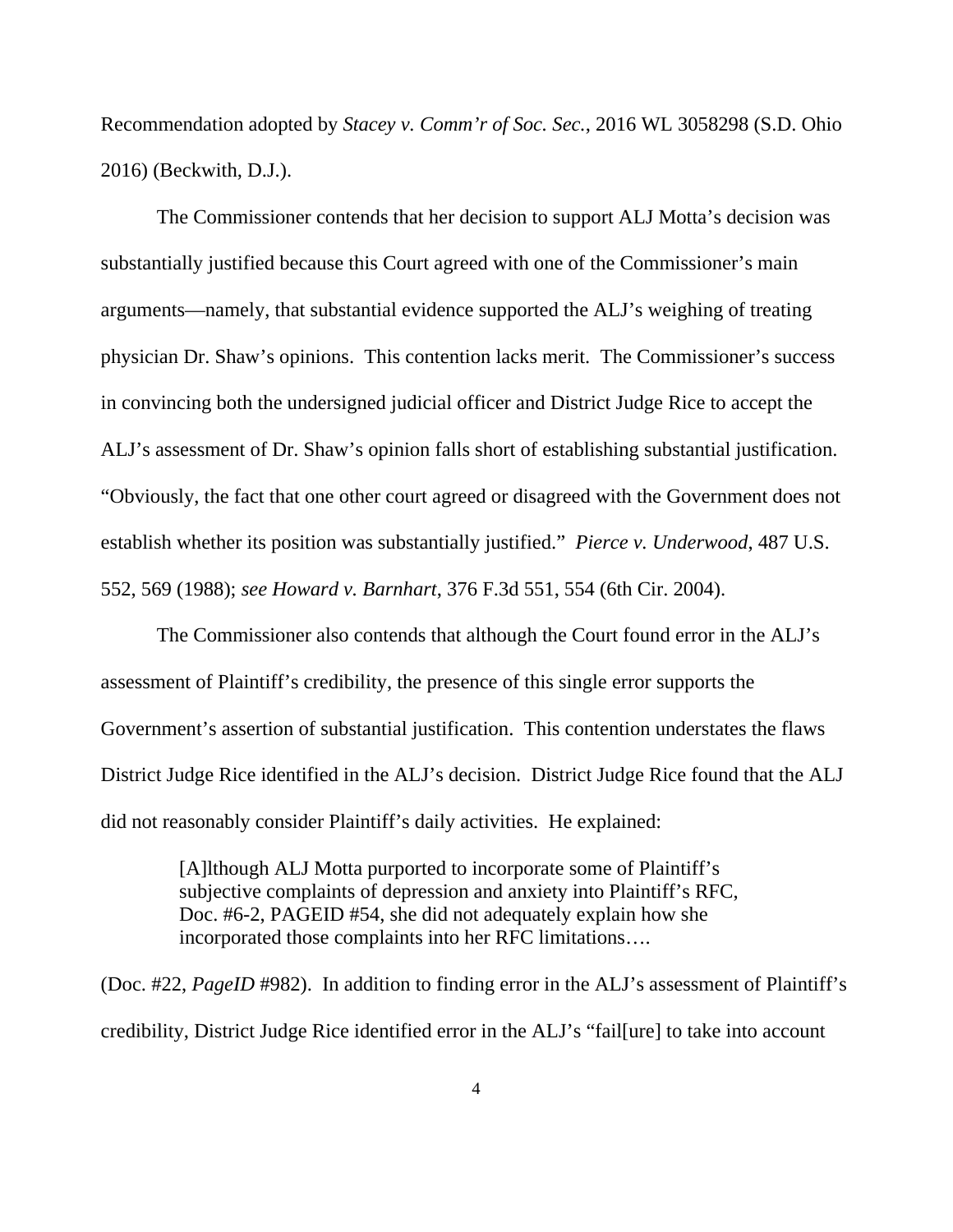Recommendation adopted by *Stacey v. Comm'r of Soc. Sec.*, 2016 WL 3058298 (S.D. Ohio 2016) (Beckwith, D.J.).

The Commissioner contends that her decision to support ALJ Motta's decision was substantially justified because this Court agreed with one of the Commissioner's main arguments—namely, that substantial evidence supported the ALJ's weighing of treating physician Dr. Shaw's opinions. This contention lacks merit. The Commissioner's success in convincing both the undersigned judicial officer and District Judge Rice to accept the ALJ's assessment of Dr. Shaw's opinion falls short of establishing substantial justification. "Obviously, the fact that one other court agreed or disagreed with the Government does not establish whether its position was substantially justified." *Pierce v. Underwood*, 487 U.S. 552, 569 (1988); *see Howard v. Barnhart*, 376 F.3d 551, 554 (6th Cir. 2004).

The Commissioner also contends that although the Court found error in the ALJ's assessment of Plaintiff's credibility, the presence of this single error supports the Government's assertion of substantial justification. This contention understates the flaws District Judge Rice identified in the ALJ's decision. District Judge Rice found that the ALJ did not reasonably consider Plaintiff's daily activities. He explained:

> [A]lthough ALJ Motta purported to incorporate some of Plaintiff's subjective complaints of depression and anxiety into Plaintiff's RFC, Doc. #6-2, PAGEID #54, she did not adequately explain how she incorporated those complaints into her RFC limitations….

(Doc. #22, *PageID* #982). In addition to finding error in the ALJ's assessment of Plaintiff's credibility, District Judge Rice identified error in the ALJ's "fail[ure] to take into account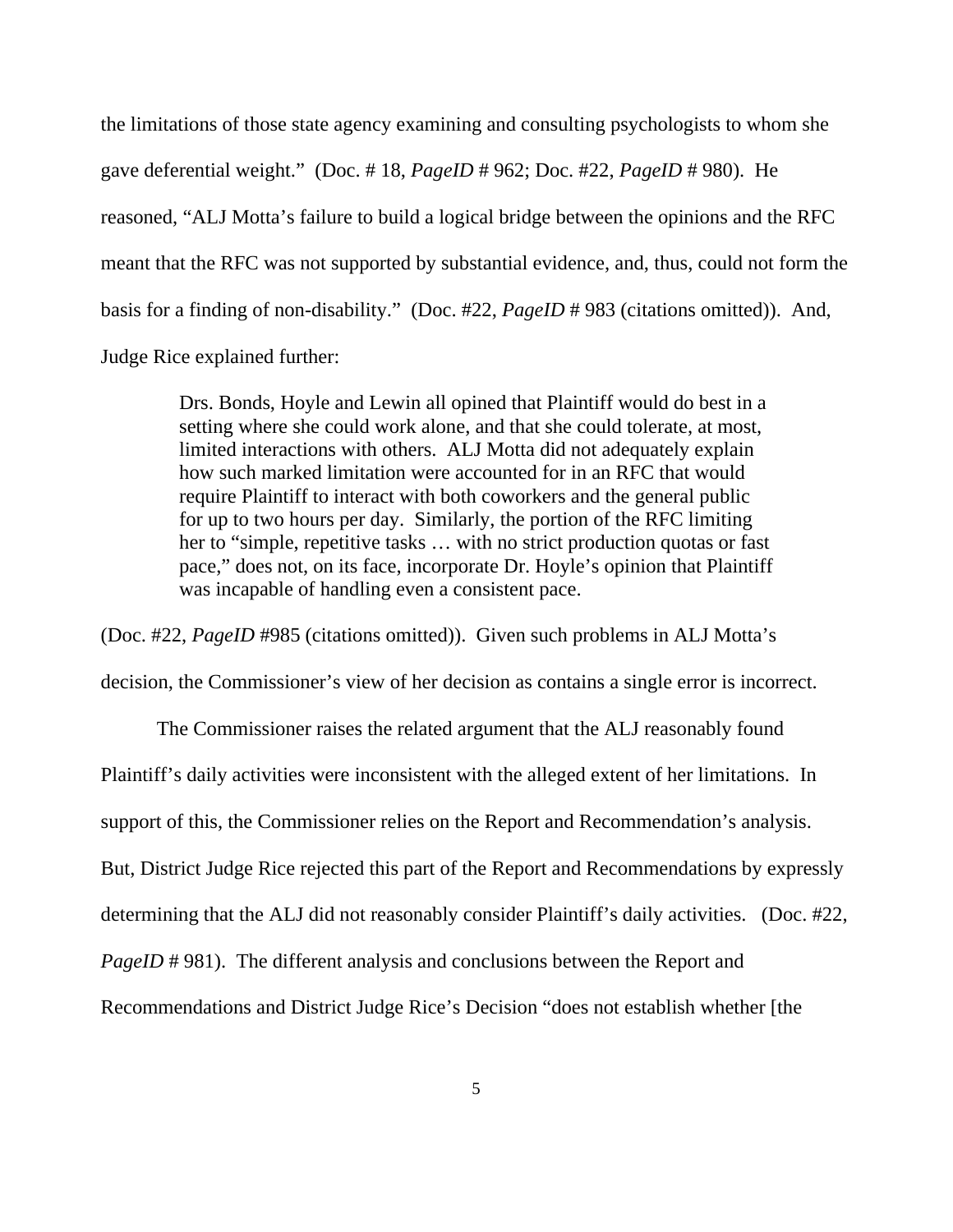the limitations of those state agency examining and consulting psychologists to whom she gave deferential weight." (Doc. # 18, *PageID* # 962; Doc. #22, *PageID* # 980). He reasoned, "ALJ Motta's failure to build a logical bridge between the opinions and the RFC meant that the RFC was not supported by substantial evidence, and, thus, could not form the basis for a finding of non-disability." (Doc. #22, *PageID* # 983 (citations omitted)). And, Judge Rice explained further:

> Drs. Bonds, Hoyle and Lewin all opined that Plaintiff would do best in a setting where she could work alone, and that she could tolerate, at most, limited interactions with others. ALJ Motta did not adequately explain how such marked limitation were accounted for in an RFC that would require Plaintiff to interact with both coworkers and the general public for up to two hours per day. Similarly, the portion of the RFC limiting her to "simple, repetitive tasks … with no strict production quotas or fast pace," does not, on its face, incorporate Dr. Hoyle's opinion that Plaintiff was incapable of handling even a consistent pace.

(Doc. #22, *PageID* #985 (citations omitted)). Given such problems in ALJ Motta's decision, the Commissioner's view of her decision as contains a single error is incorrect.

The Commissioner raises the related argument that the ALJ reasonably found Plaintiff's daily activities were inconsistent with the alleged extent of her limitations. In support of this, the Commissioner relies on the Report and Recommendation's analysis. But, District Judge Rice rejected this part of the Report and Recommendations by expressly determining that the ALJ did not reasonably consider Plaintiff's daily activities. (Doc. #22, *PageID* # 981). The different analysis and conclusions between the Report and Recommendations and District Judge Rice's Decision "does not establish whether [the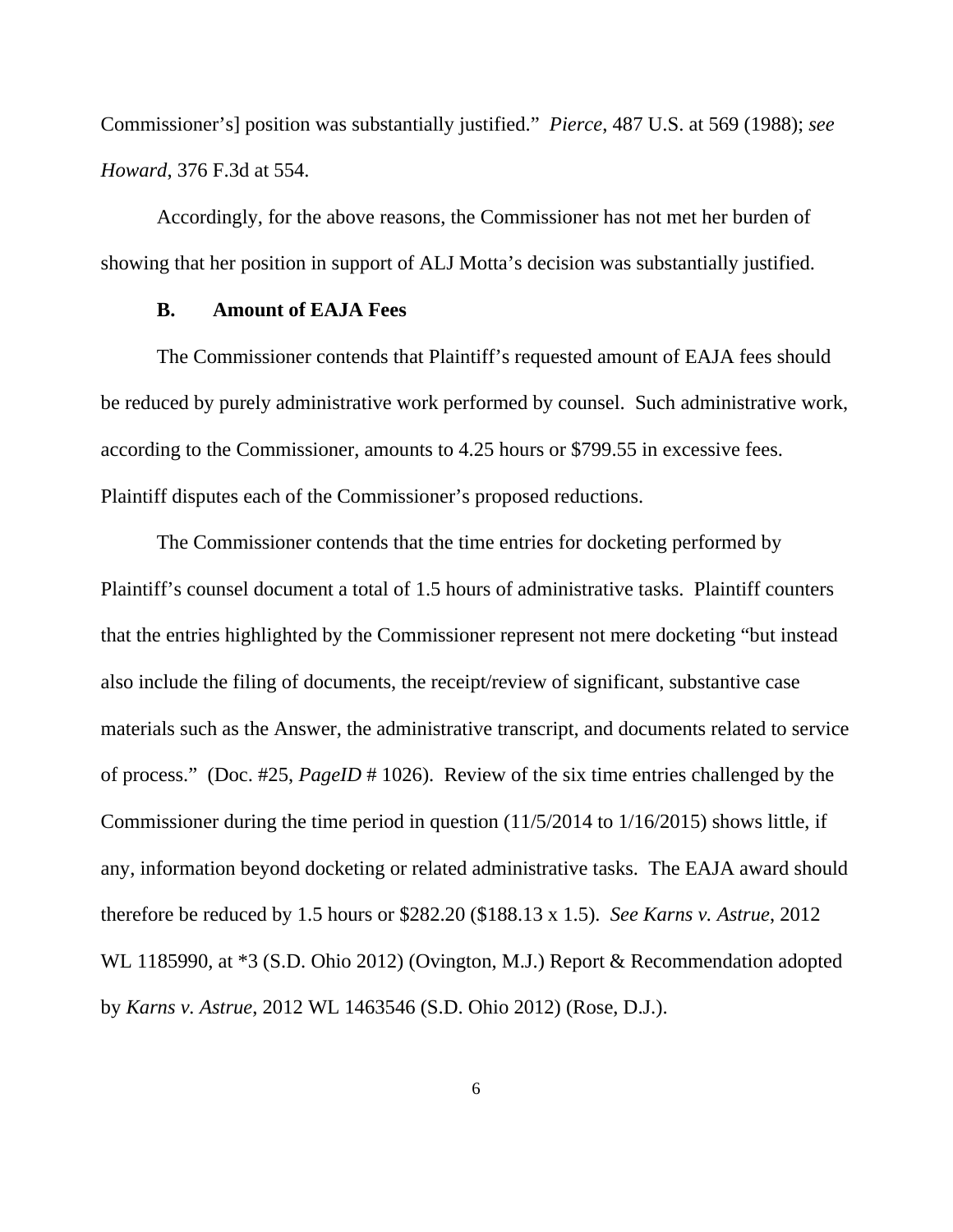Commissioner's] position was substantially justified." *Pierce*, 487 U.S. at 569 (1988); *see Howard*, 376 F.3d at 554.

Accordingly, for the above reasons, the Commissioner has not met her burden of showing that her position in support of ALJ Motta's decision was substantially justified.

### B. Amount of EAJA Fees

The Commissioner contends that Plaintiff's requested amount of EAJA fees should be reduced by purely administrative work performed by counsel. Such administrative work, according to the Commissioner, amounts to 4.25 hours or $799.55 in excessive fees. Plaintiff disputes each of the Commissioner's proposed reductions.

The Commissioner contends that the time entries for docketing performed by Plaintiff's counsel document a total of 1.5 hours of administrative tasks. Plaintiff counters that the entries highlighted by the Commissioner represent not mere docketing "but instead also include the filing of documents, the receipt/review of significant, substantive case materials such as the Answer, the administrative transcript, and documents related to service of process." (Doc. #25, *PageID* # 1026). Review of the six time entries challenged by the Commissioner during the time period in question (11/5/2014 to 1/16/2015) shows little, if any, information beyond docketing or related administrative tasks. The EAJA award should therefore be reduced by 1.5 hours or $282.20 ($188.13 x 1.5). *See Karns v. Astrue*, 2012 WL 1185990, at *3 (S.D. Ohio 2012) (Ovington, M.J.) Report & Recommendation adopted by *Karns v. Astrue*, 2012 WL 1463546 (S.D. Ohio 2012) (Rose, D.J.).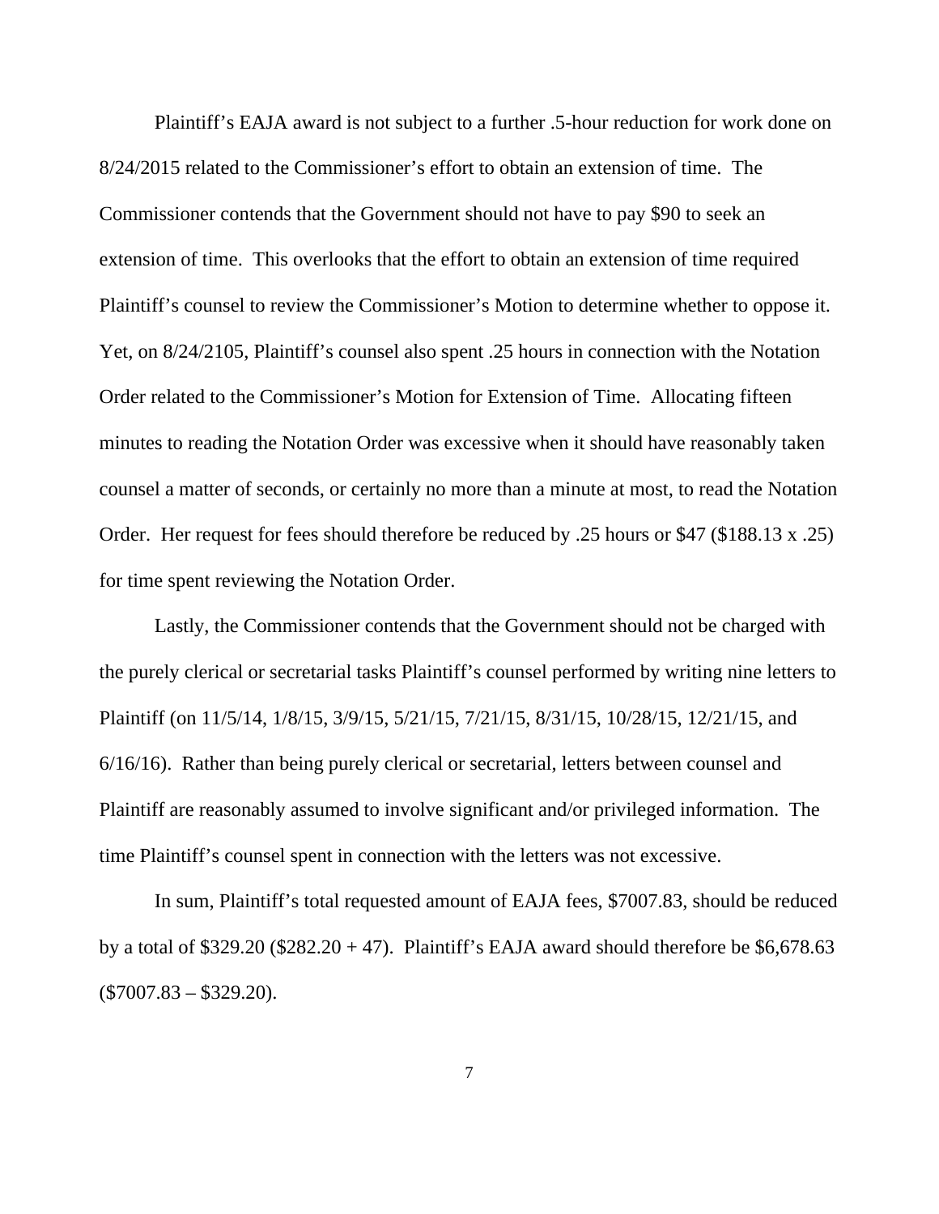Plaintiff's EAJA award is not subject to a further .5-hour reduction for work done on 8/24/2015 related to the Commissioner's effort to obtain an extension of time. The Commissioner contends that the Government should not have to pay $90 to seek an extension of time. This overlooks that the effort to obtain an extension of time required Plaintiff's counsel to review the Commissioner's Motion to determine whether to oppose it. Yet, on 8/24/2105, Plaintiff's counsel also spent .25 hours in connection with the Notation Order related to the Commissioner's Motion for Extension of Time. Allocating fifteen minutes to reading the Notation Order was excessive when it should have reasonably taken counsel a matter of seconds, or certainly no more than a minute at most, to read the Notation Order. Her request for fees should therefore be reduced by .25 hours or $47 ($188.13 x .25) for time spent reviewing the Notation Order.

Lastly, the Commissioner contends that the Government should not be charged with the purely clerical or secretarial tasks Plaintiff's counsel performed by writing nine letters to Plaintiff (on 11/5/14, 1/8/15, 3/9/15, 5/21/15, 7/21/15, 8/31/15, 10/28/15, 12/21/15, and 6/16/16). Rather than being purely clerical or secretarial, letters between counsel and Plaintiff are reasonably assumed to involve significant and/or privileged information. The time Plaintiff's counsel spent in connection with the letters was not excessive.

In sum, Plaintiff's total requested amount of EAJA fees, $7007.83, should be reduced by a total of $329.20 ($282.20 + 47). Plaintiff's EAJA award should therefore be $6,678.63 ($7007.83 – $329.20).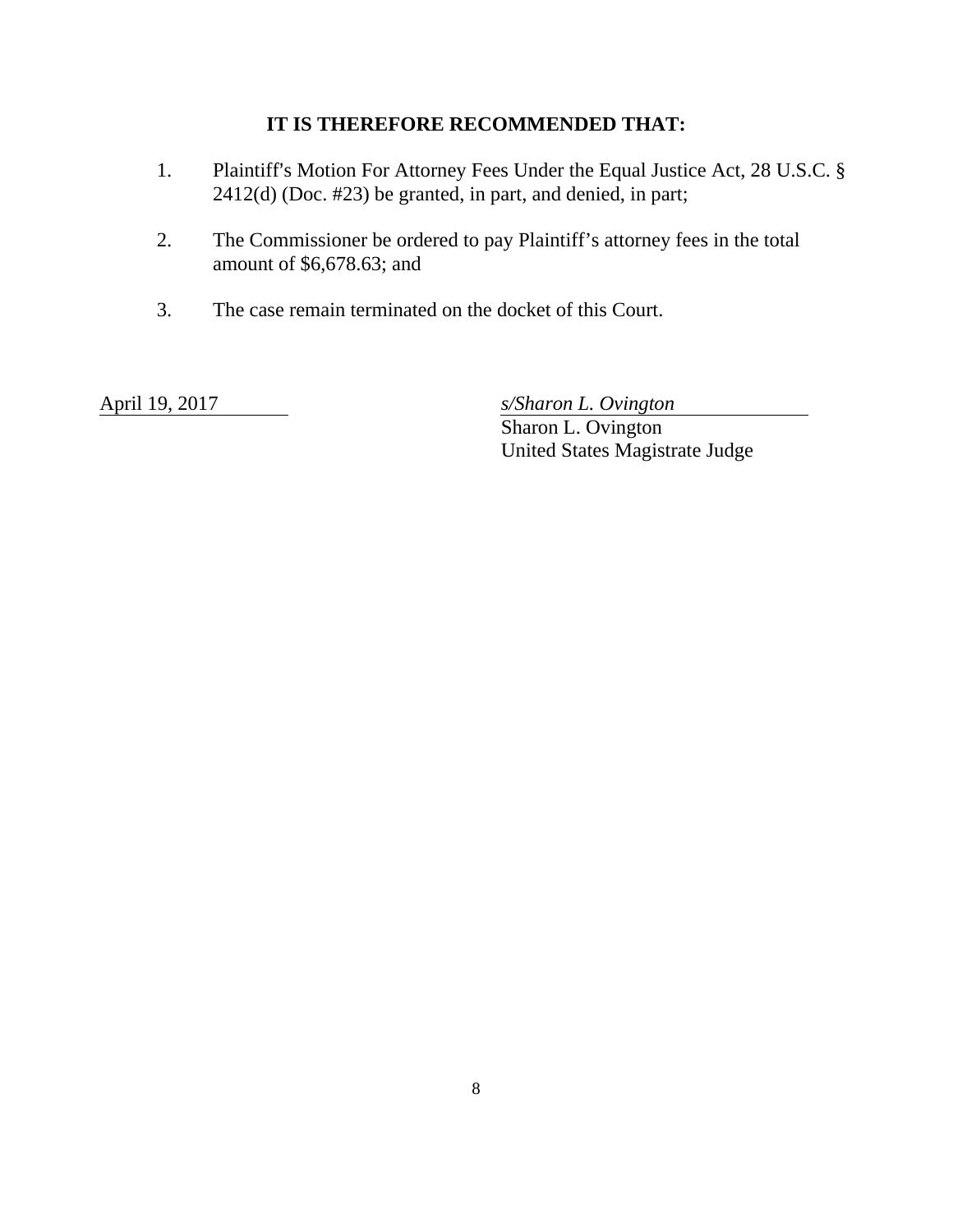**IT IS THEREFORE RECOMMENDED THAT:**

1. Plaintiff's Motion For Attorney Fees Under the Equal Justice Act, 28 U.S.C. § 2412(d) (Doc. #23) be granted, in part, and denied, in part;

2. The Commissioner be ordered to pay Plaintiff's attorney fees in the total amount of $6,678.63; and

3. The case remain terminated on the docket of this Court.

April 19, 2017

*s/Sharon L. Ovington*
Sharon L. Ovington
United States Magistrate Judge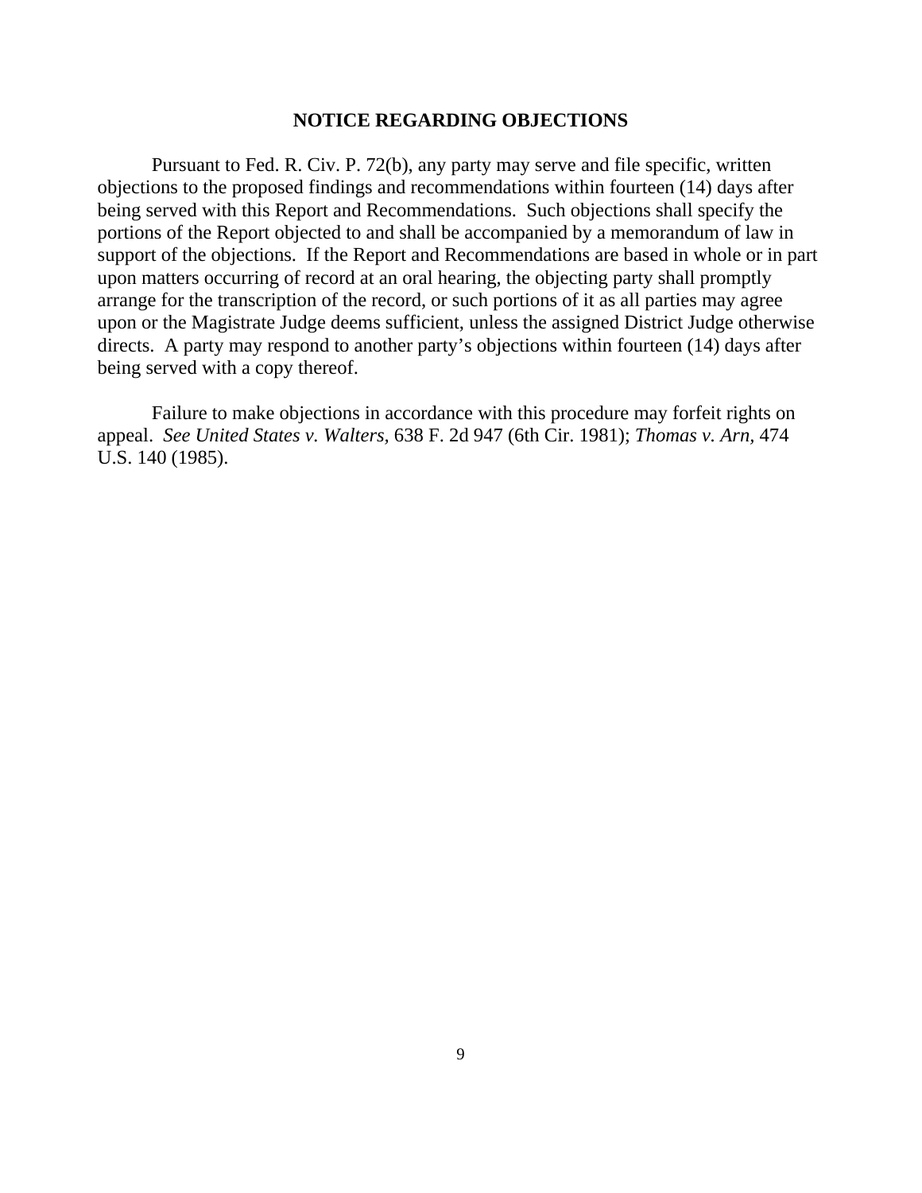**NOTICE REGARDING OBJECTIONS**

Pursuant to Fed. R. Civ. P. 72(b), any party may serve and file specific, written objections to the proposed findings and recommendations within fourteen (14) days after being served with this Report and Recommendations. Such objections shall specify the portions of the Report objected to and shall be accompanied by a memorandum of law in support of the objections. If the Report and Recommendations are based in whole or in part upon matters occurring of record at an oral hearing, the objecting party shall promptly arrange for the transcription of the record, or such portions of it as all parties may agree upon or the Magistrate Judge deems sufficient, unless the assigned District Judge otherwise directs. A party may respond to another party's objections within fourteen (14) days after being served with a copy thereof.

Failure to make objections in accordance with this procedure may forfeit rights on appeal. *See United States v. Walters*, 638 F. 2d 947 (6th Cir. 1981); *Thomas v. Arn*, 474 U.S. 140 (1985).